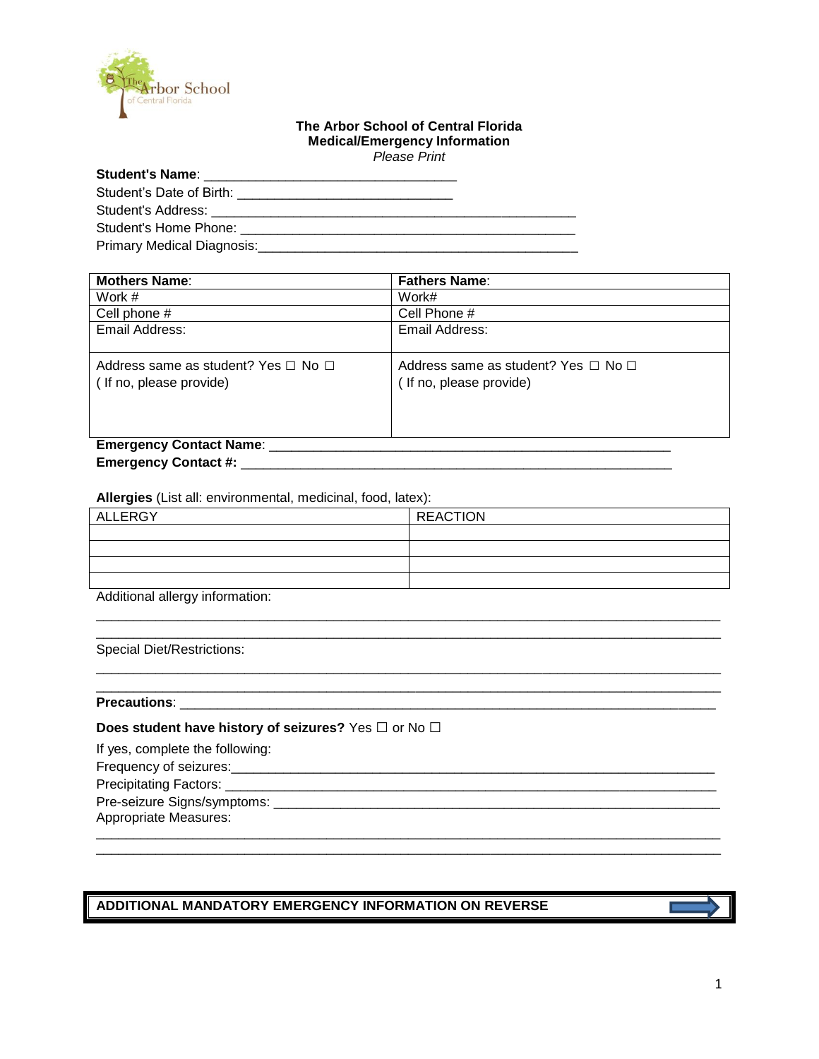**The Arbor School of Central Florida**
**Medical/Emergency Information**
*Please Print*

**Student's Name**: ________________________________
Student's Date of Birth: ____________________________
Student's Address: ______________________________________________
Student's Home Phone: ___________________________________________
Primary Medical Diagnosis:_________________________________________

| **Mothers Name**: | **Fathers Name**: |
|---|---|
| Work # | Work# |
| Cell phone # | Cell Phone # |
| Email Address: | Email Address: |
| Address same as student? Yes ☐ No ☐ ( If no, please provide) | Address same as student? Yes ☐ No ☐ ( If no, please provide) |

**Emergency Contact Name**: ____________________________________________________
**Emergency Contact #:** _______________________________________________________

**Allergies** (List all: environmental, medicinal, food, latex):

| ALLERGY | REACTION |
|---|---|
| | |
| | |
| | |
| | |

Additional allergy information:
_____________________________________________________________________________
_____________________________________________________________________________

Special Diet/Restrictions:
_____________________________________________________________________________
_____________________________________________________________________________

**Precautions**: ______________________________________________________________________

**Does student have history of seizures?** Yes ☐ or No ☐

If yes, complete the following:
Frequency of seizures:___________________________________________________________
Precipitating Factors: ___________________________________________________________
Pre-seizure Signs/symptoms: ______________________________________________________
Appropriate Measures:
_____________________________________________________________________________
_____________________________________________________________________________

**ADDITIONAL MANDATORY EMERGENCY INFORMATION ON REVERSE**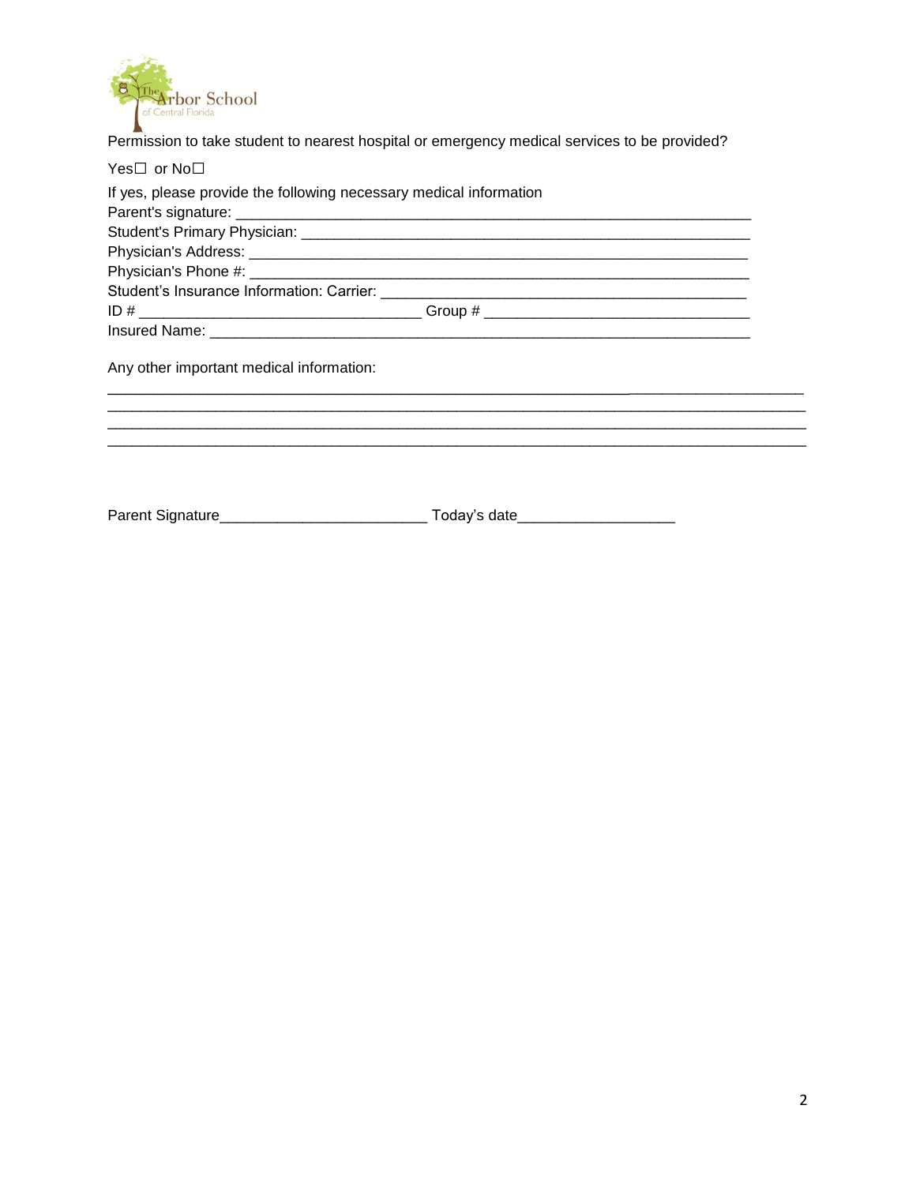The Arbor School of Central Florida

Permission to take student to nearest hospital or emergency medical services to be provided?

Yes☐ or No☐

If yes, please provide the following necessary medical information

Parent's signature: ___________________________________________________________

Student's Primary Physician: ____________________________________________________

Physician's Address: _________________________________________________________

Physician's Phone #: _________________________________________________________

Student's Insurance Information: Carrier: ____________________________________________

ID # _________________________________ Group # _______________________________

Insured Name: _______________________________________________________________

Any other important medical information:

______________________________________________________________________________

______________________________________________________________________________

______________________________________________________________________________

______________________________________________________________________________

Parent Signature________________________ Today's date__________________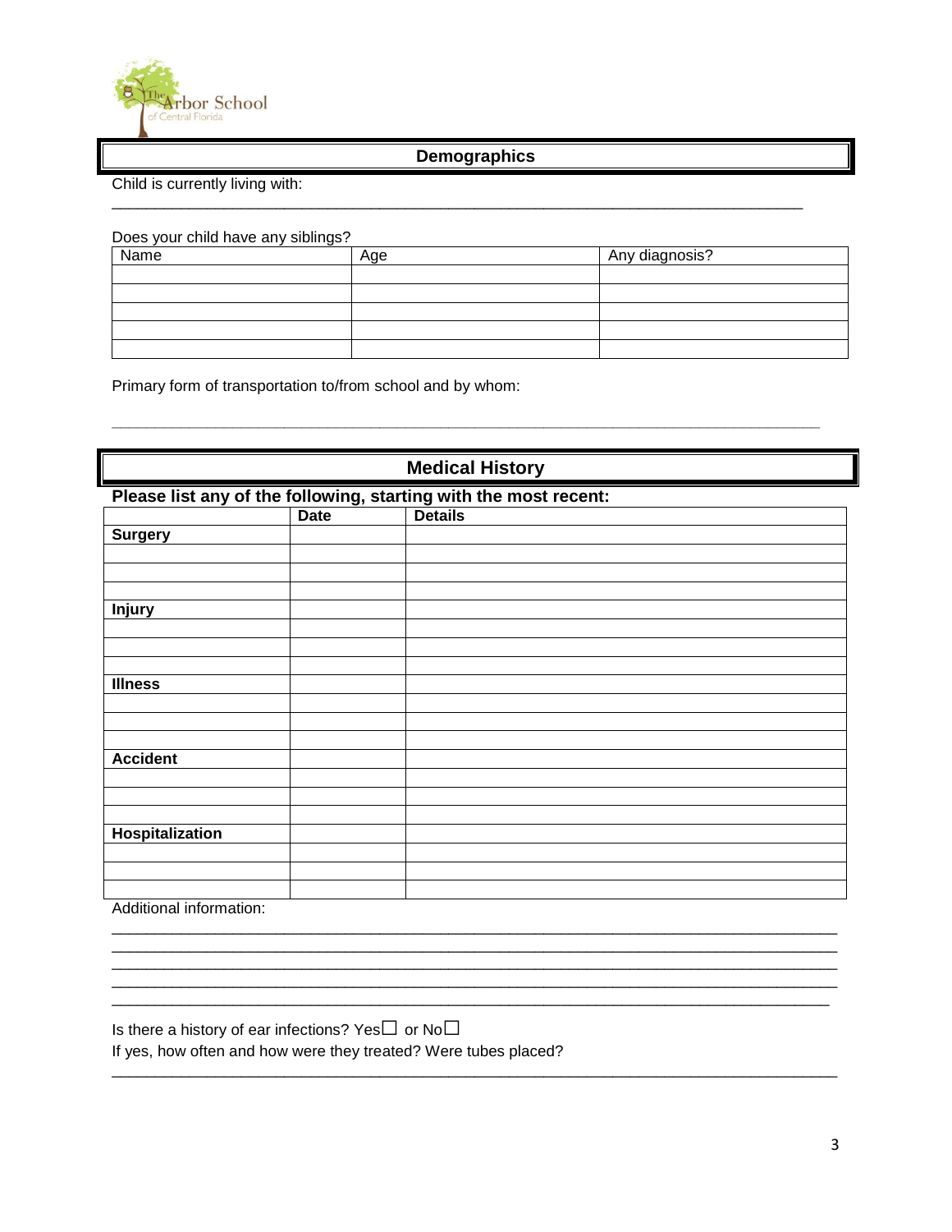The Arbor School of Central Florida

## Demographics

Child is currently living with:

\_\_\_\_\_\_\_\_\_\_\_\_\_\_\_\_\_\_\_\_\_\_\_\_\_\_\_\_\_\_\_\_\_\_\_\_\_\_\_\_\_\_\_\_\_\_\_\_\_\_\_\_\_\_\_\_\_\_\_\_\_\_\_\_\_\_\_\_\_\_\_\_\_\_\_\_

Does your child have any siblings?

| Name | Age | Any diagnosis? |
|---|---|---|
| | | |
| | | |
| | | |
| | | |
| | | |

Primary form of transportation to/from school and by whom:

\_\_\_\_\_\_\_\_\_\_\_\_\_\_\_\_\_\_\_\_\_\_\_\_\_\_\_\_\_\_\_\_\_\_\_\_\_\_\_\_\_\_\_\_\_\_\_\_\_\_\_\_\_\_\_\_\_\_\_\_\_\_\_\_\_\_\_\_\_\_\_\_\_\_\_\_

## Medical History

**Please list any of the following, starting with the most recent:**

| | Date | Details |
|---|---|---|
| **Surgery** | | |
| | | |
| | | |
| | | |
| **Injury** | | |
| | | |
| | | |
| | | |
| **Illness** | | |
| | | |
| | | |
| | | |
| **Accident** | | |
| | | |
| | | |
| | | |
| **Hospitalization** | | |
| | | |
| | | |
| | | |

Additional information:

\_\_\_\_\_\_\_\_\_\_\_\_\_\_\_\_\_\_\_\_\_\_\_\_\_\_\_\_\_\_\_\_\_\_\_\_\_\_\_\_\_\_\_\_\_\_\_\_\_\_\_\_\_\_\_\_\_\_\_\_\_\_\_\_\_\_\_\_\_\_\_\_\_\_\_\_

\_\_\_\_\_\_\_\_\_\_\_\_\_\_\_\_\_\_\_\_\_\_\_\_\_\_\_\_\_\_\_\_\_\_\_\_\_\_\_\_\_\_\_\_\_\_\_\_\_\_\_\_\_\_\_\_\_\_\_\_\_\_\_\_\_\_\_\_\_\_\_\_\_\_\_\_

\_\_\_\_\_\_\_\_\_\_\_\_\_\_\_\_\_\_\_\_\_\_\_\_\_\_\_\_\_\_\_\_\_\_\_\_\_\_\_\_\_\_\_\_\_\_\_\_\_\_\_\_\_\_\_\_\_\_\_\_\_\_\_\_\_\_\_\_\_\_\_\_\_\_\_\_

\_\_\_\_\_\_\_\_\_\_\_\_\_\_\_\_\_\_\_\_\_\_\_\_\_\_\_\_\_\_\_\_\_\_\_\_\_\_\_\_\_\_\_\_\_\_\_\_\_\_\_\_\_\_\_\_\_\_\_\_\_\_\_\_\_\_\_\_\_\_\_\_\_\_\_\_

\_\_\_\_\_\_\_\_\_\_\_\_\_\_\_\_\_\_\_\_\_\_\_\_\_\_\_\_\_\_\_\_\_\_\_\_\_\_\_\_\_\_\_\_\_\_\_\_\_\_\_\_\_\_\_\_\_\_\_\_\_\_\_\_\_\_\_\_\_\_\_\_\_\_\_\_

Is there a history of ear infections? Yes☐ or No☐

If yes, how often and how were they treated? Were tubes placed?

\_\_\_\_\_\_\_\_\_\_\_\_\_\_\_\_\_\_\_\_\_\_\_\_\_\_\_\_\_\_\_\_\_\_\_\_\_\_\_\_\_\_\_\_\_\_\_\_\_\_\_\_\_\_\_\_\_\_\_\_\_\_\_\_\_\_\_\_\_\_\_\_\_\_\_\_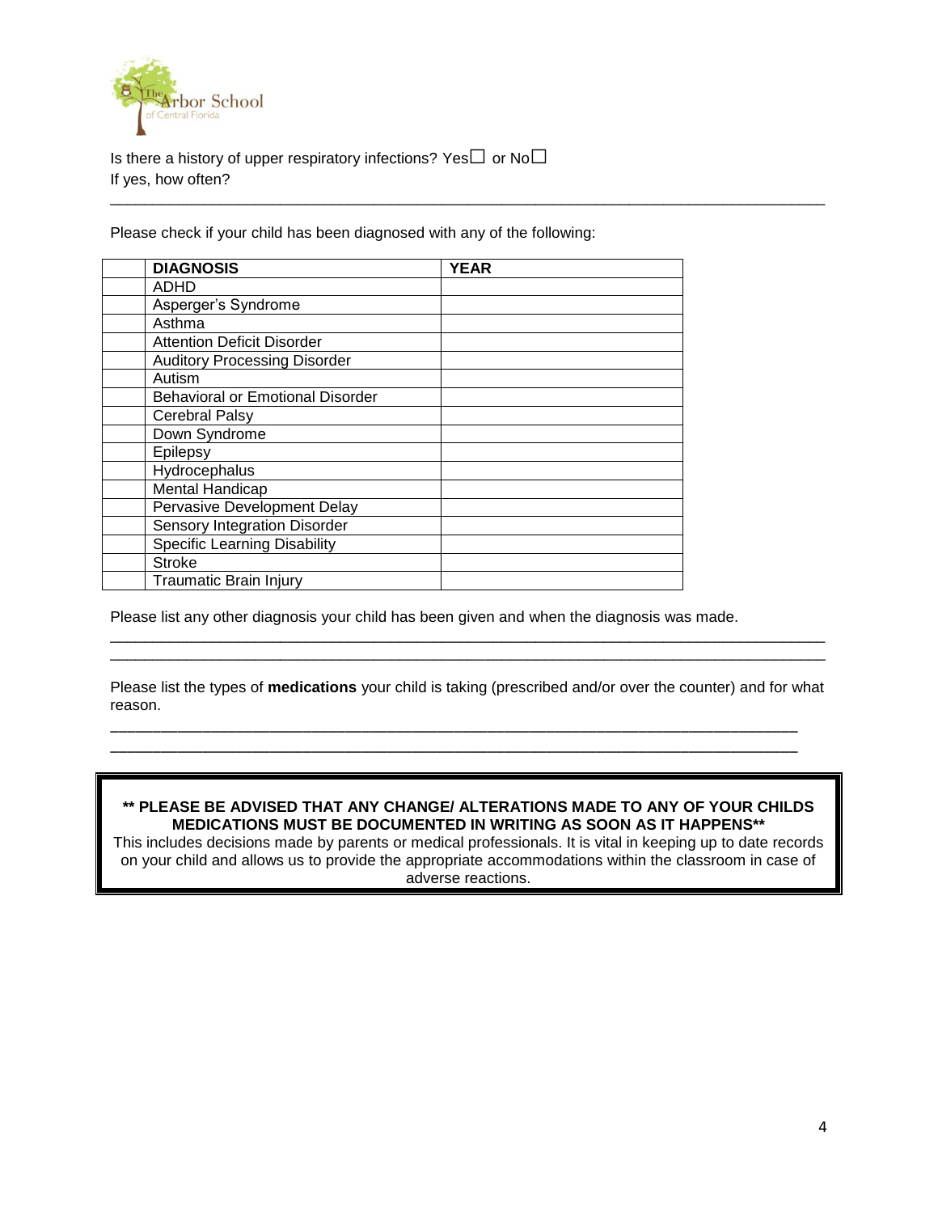Is there a history of upper respiratory infections? Yes☐ or No☐
If yes, how often?

______________________________________________________________________________

Please check if your child has been diagnosed with any of the following:

| | DIAGNOSIS | YEAR |
|---|---|---|
| | ADHD | |
| | Asperger's Syndrome | |
| | Asthma | |
| | Attention Deficit Disorder | |
| | Auditory Processing Disorder | |
| | Autism | |
| | Behavioral or Emotional Disorder | |
| | Cerebral Palsy | |
| | Down Syndrome | |
| | Epilepsy | |
| | Hydrocephalus | |
| | Mental Handicap | |
| | Pervasive Development Delay | |
| | Sensory Integration Disorder | |
| | Specific Learning Disability | |
| | Stroke | |
| | Traumatic Brain Injury | |

Please list any other diagnosis your child has been given and when the diagnosis was made.

______________________________________________________________________________
______________________________________________________________________________

Please list the types of **medications** your child is taking (prescribed and/or over the counter) and for what reason.

______________________________________________________________________________
______________________________________________________________________________

**** PLEASE BE ADVISED THAT ANY CHANGE/ ALTERATIONS MADE TO ANY OF YOUR CHILDS MEDICATIONS MUST BE DOCUMENTED IN WRITING AS SOON AS IT HAPPENS****

This includes decisions made by parents or medical professionals. It is vital in keeping up to date records on your child and allows us to provide the appropriate accommodations within the classroom in case of adverse reactions.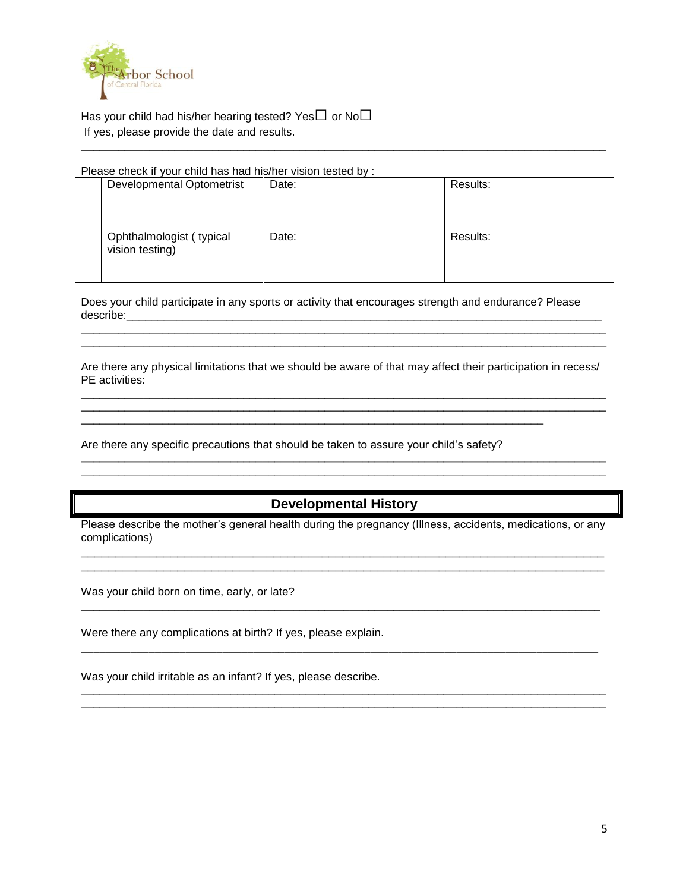Has your child had his/her hearing tested? Yes☐ or No☐
If yes, please provide the date and results.

___________________________________________________________________________________

Please check if your child has had his/her vision tested by :

| | | | |
|---|---|---|---|
| | Developmental Optometrist | Date: | Results: |
| | Ophthalmologist ( typical vision testing) | Date: | Results: |

Does your child participate in any sports or activity that encourages strength and endurance? Please describe:_____________________________________________________________________________
___________________________________________________________________________________
___________________________________________________________________________________

Are there any physical limitations that we should be aware of that may affect their participation in recess/ PE activities:
___________________________________________________________________________________
___________________________________________________________________________________
__________________________________________________________________________

Are there any specific precautions that should be taken to assure your child's safety?
___________________________________________________________________________________
___________________________________________________________________________________

## Developmental History

Please describe the mother's general health during the pregnancy (Illness, accidents, medications, or any complications)
___________________________________________________________________________________
___________________________________________________________________________________

Was your child born on time, early, or late?
___________________________________________________________________________________

Were there any complications at birth? If yes, please explain.
___________________________________________________________________________________

Was your child irritable as an infant? If yes, please describe.
___________________________________________________________________________________
___________________________________________________________________________________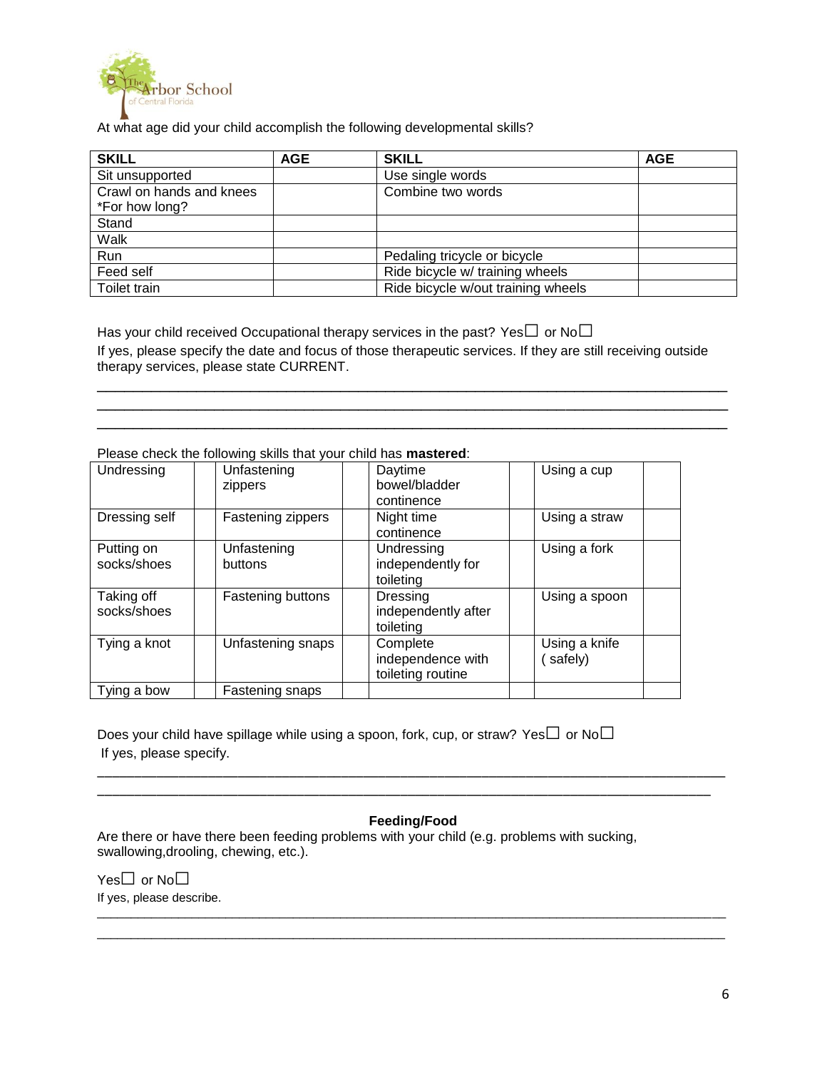The Arbor School of Central Florida

At what age did your child accomplish the following developmental skills?

| SKILL | AGE | SKILL | AGE |
|---|---|---|---|
| Sit unsupported | | Use single words | |
| Crawl on hands and knees *For how long? | | Combine two words | |
| Stand | | | |
| Walk | | | |
| Run | | Pedaling tricycle or bicycle | |
| Feed self | | Ride bicycle w/ training wheels | |
| Toilet train | | Ride bicycle w/out training wheels | |

Has your child received Occupational therapy services in the past? Yes☐ or No☐

If yes, please specify the date and focus of those therapeutic services. If they are still receiving outside therapy services, please state CURRENT.

______________________________________________________________________________
______________________________________________________________________________
______________________________________________________________________________

Please check the following skills that your child has **mastered**:

| | | | | | | | |
|---|---|---|---|---|---|---|---|
| Undressing | | Unfastening zippers | | Daytime bowel/bladder continence | | Using a cup | |
| Dressing self | | Fastening zippers | | Night time continence | | Using a straw | |
| Putting on socks/shoes | | Unfastening buttons | | Undressing independently for toileting | | Using a fork | |
| Taking off socks/shoes | | Fastening buttons | | Dressing independently after toileting | | Using a spoon | |
| Tying a knot | | Unfastening snaps | | Complete independence with toileting routine | | Using a knife ( safely) | |
| Tying a bow | | Fastening snaps | | | | | |

Does your child have spillage while using a spoon, fork, cup, or straw? Yes☐ or No☐

If yes, please specify.

______________________________________________________________________________
______________________________________________________________________________

**Feeding/Food**

Are there or have there been feeding problems with your child (e.g. problems with sucking, swallowing,drooling, chewing, etc.).

Yes☐ or No☐

If yes, please describe.

______________________________________________________________________________
______________________________________________________________________________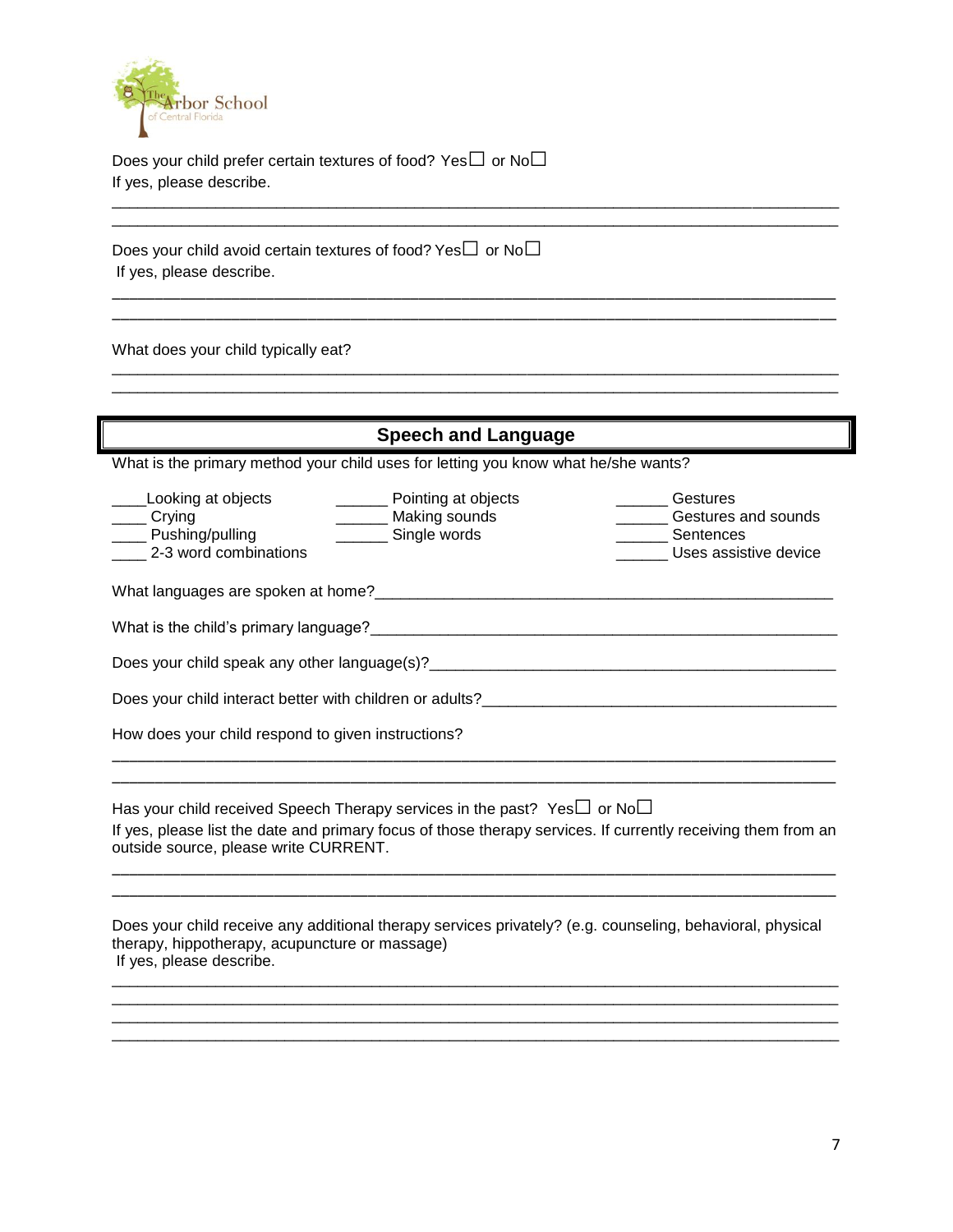Does your child prefer certain textures of food? Yes☐ or No☐
If yes, please describe.

________________________________________________________________________________
________________________________________________________________________________

Does your child avoid certain textures of food? Yes☐ or No☐
If yes, please describe.

________________________________________________________________________________
________________________________________________________________________________

What does your child typically eat?

________________________________________________________________________________
________________________________________________________________________________

## Speech and Language

What is the primary method your child uses for letting you know what he/she wants?

____Looking at objects
____ Crying
____ Pushing/pulling
____ 2-3 word combinations
______ Pointing at objects
______ Making sounds
______ Single words
______ Gestures
______ Gestures and sounds
______ Sentences
______ Uses assistive device

What languages are spoken at home?______________________________________________________

What is the child's primary language?_____________________________________________________

Does your child speak any other language(s)?_______________________________________________

Does your child interact better with children or adults?_________________________________________

How does your child respond to given instructions?

________________________________________________________________________________
________________________________________________________________________________

Has your child received Speech Therapy services in the past? Yes☐ or No☐
If yes, please list the date and primary focus of those therapy services. If currently receiving them from an outside source, please write CURRENT.

________________________________________________________________________________
________________________________________________________________________________

Does your child receive any additional therapy services privately? (e.g. counseling, behavioral, physical therapy, hippotherapy, acupuncture or massage)
If yes, please describe.

________________________________________________________________________________
________________________________________________________________________________
________________________________________________________________________________
________________________________________________________________________________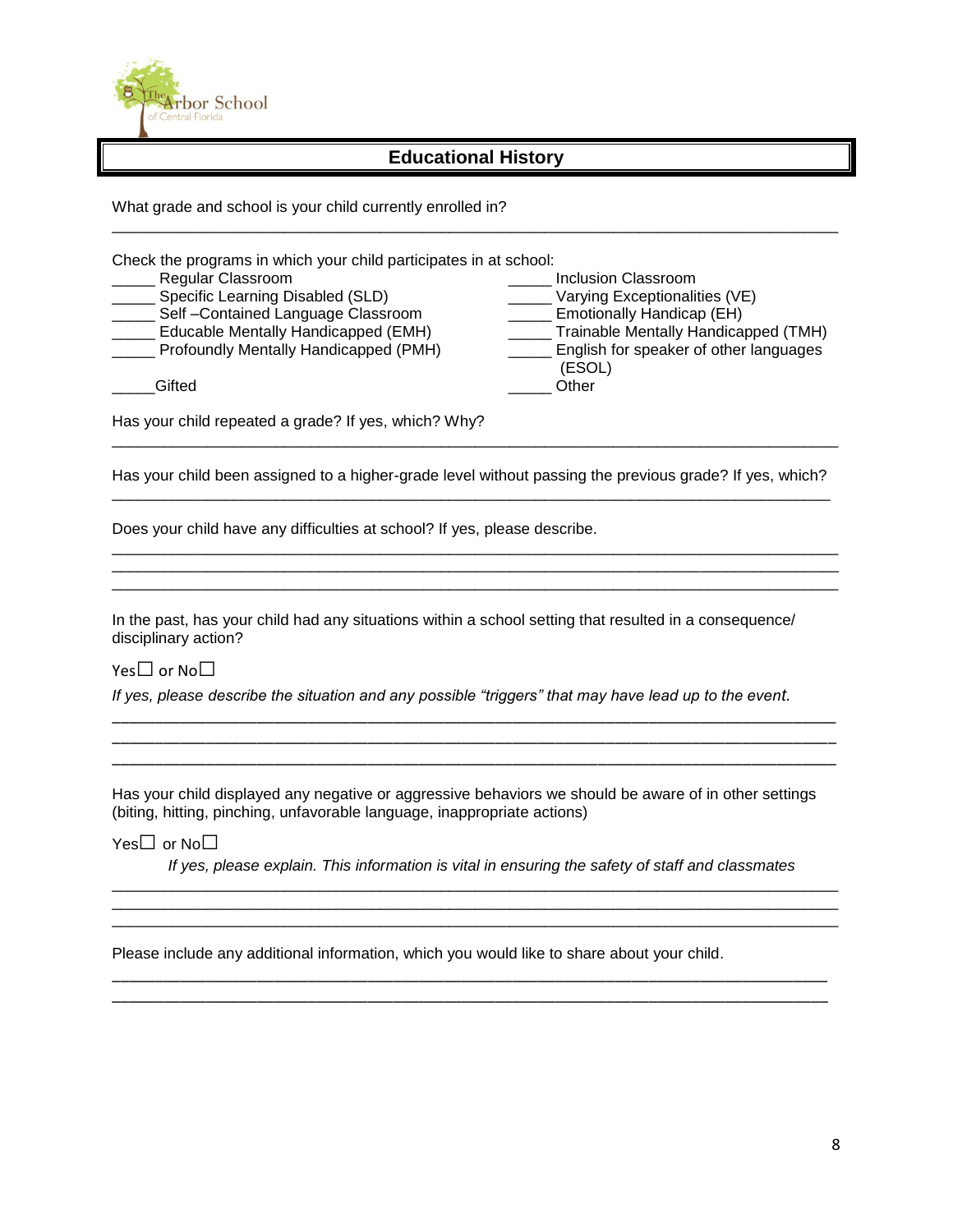The Arbor School
of Central Florida

## Educational History

What grade and school is your child currently enrolled in?

______________________________________________________________________________

Check the programs in which your child participates in at school:

_____ Regular Classroom
_____ Specific Learning Disabled (SLD)
_____ Self –Contained Language Classroom
_____ Educable Mentally Handicapped (EMH)
_____ Profoundly Mentally Handicapped (PMH)
_____Gifted
_____ Inclusion Classroom
_____ Varying Exceptionalities (VE)
_____ Emotionally Handicap (EH)
_____ Trainable Mentally Handicapped (TMH)
_____ English for speaker of other languages (ESOL)
_____ Other

Has your child repeated a grade? If yes, which? Why?

______________________________________________________________________________

Has your child been assigned to a higher-grade level without passing the previous grade? If yes, which?

______________________________________________________________________________

Does your child have any difficulties at school? If yes, please describe.

______________________________________________________________________________
______________________________________________________________________________
______________________________________________________________________________

In the past, has your child had any situations within a school setting that resulted in a consequence/ disciplinary action?

Yes☐ or No☐

*If yes, please describe the situation and any possible "triggers" that may have lead up to the event.*

______________________________________________________________________________
______________________________________________________________________________
______________________________________________________________________________

Has your child displayed any negative or aggressive behaviors we should be aware of in other settings (biting, hitting, pinching, unfavorable language, inappropriate actions)

Yes☐ or No☐

*If yes, please explain. This information is vital in ensuring the safety of staff and classmates*

______________________________________________________________________________
______________________________________________________________________________
______________________________________________________________________________

Please include any additional information, which you would like to share about your child.

______________________________________________________________________________
______________________________________________________________________________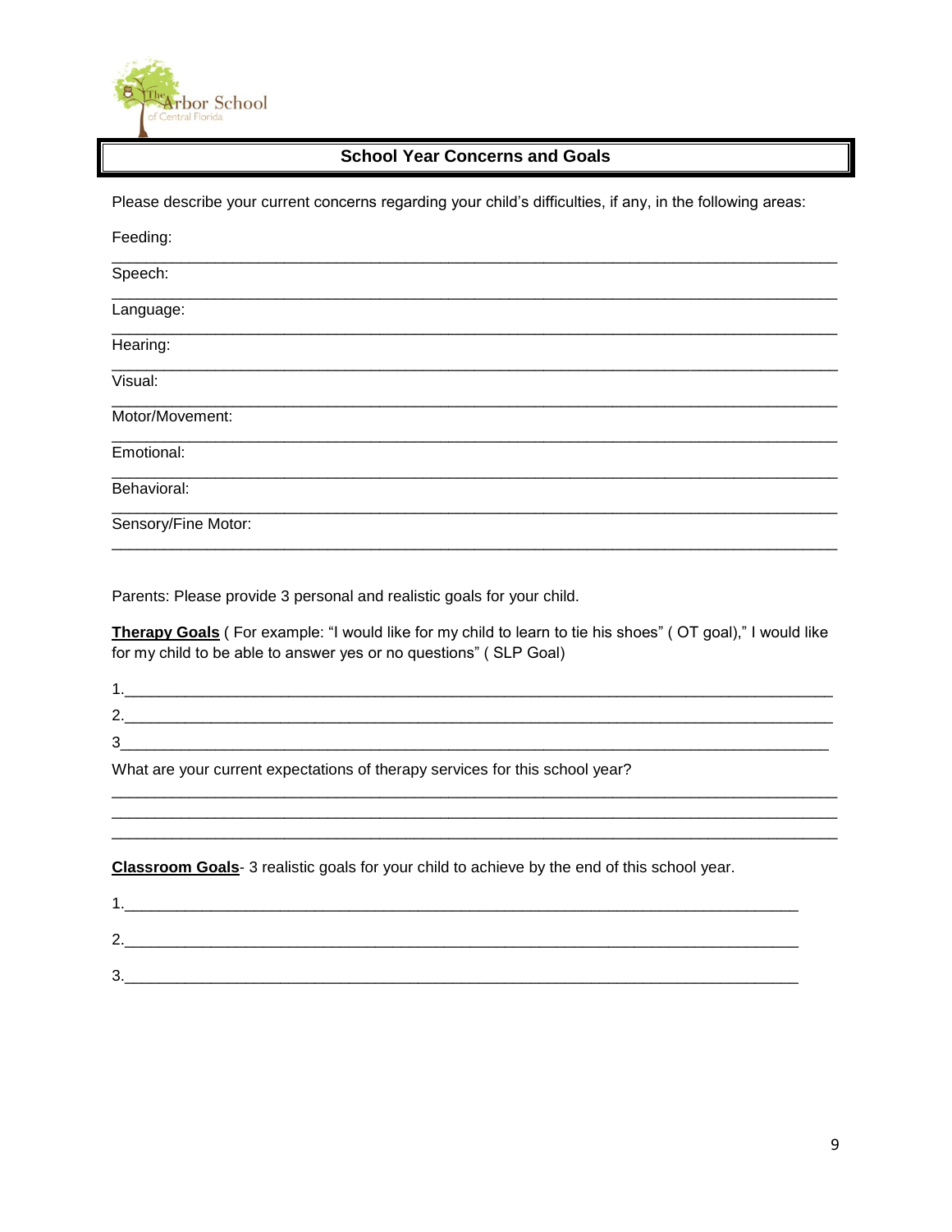The Arbor School of Central Florida

## School Year Concerns and Goals

Please describe your current concerns regarding your child's difficulties, if any, in the following areas:

Feeding: ______________________________________________________________________

Speech: ______________________________________________________________________

Language: ______________________________________________________________________

Hearing: ______________________________________________________________________

Visual: ______________________________________________________________________

Motor/Movement: ______________________________________________________________________

Emotional: ______________________________________________________________________

Behavioral: ______________________________________________________________________

Sensory/Fine Motor: ______________________________________________________________________

Parents: Please provide 3 personal and realistic goals for your child.

**Therapy Goals** ( For example: "I would like for my child to learn to tie his shoes" ( OT goal)," I would like for my child to be able to answer yes or no questions" ( SLP Goal)

1.______________________________________________________________________

2.______________________________________________________________________

3______________________________________________________________________

What are your current expectations of therapy services for this school year?

______________________________________________________________________

______________________________________________________________________

______________________________________________________________________

**Classroom Goals**- 3 realistic goals for your child to achieve by the end of this school year.

1.______________________________________________________________________

2.______________________________________________________________________

3.______________________________________________________________________